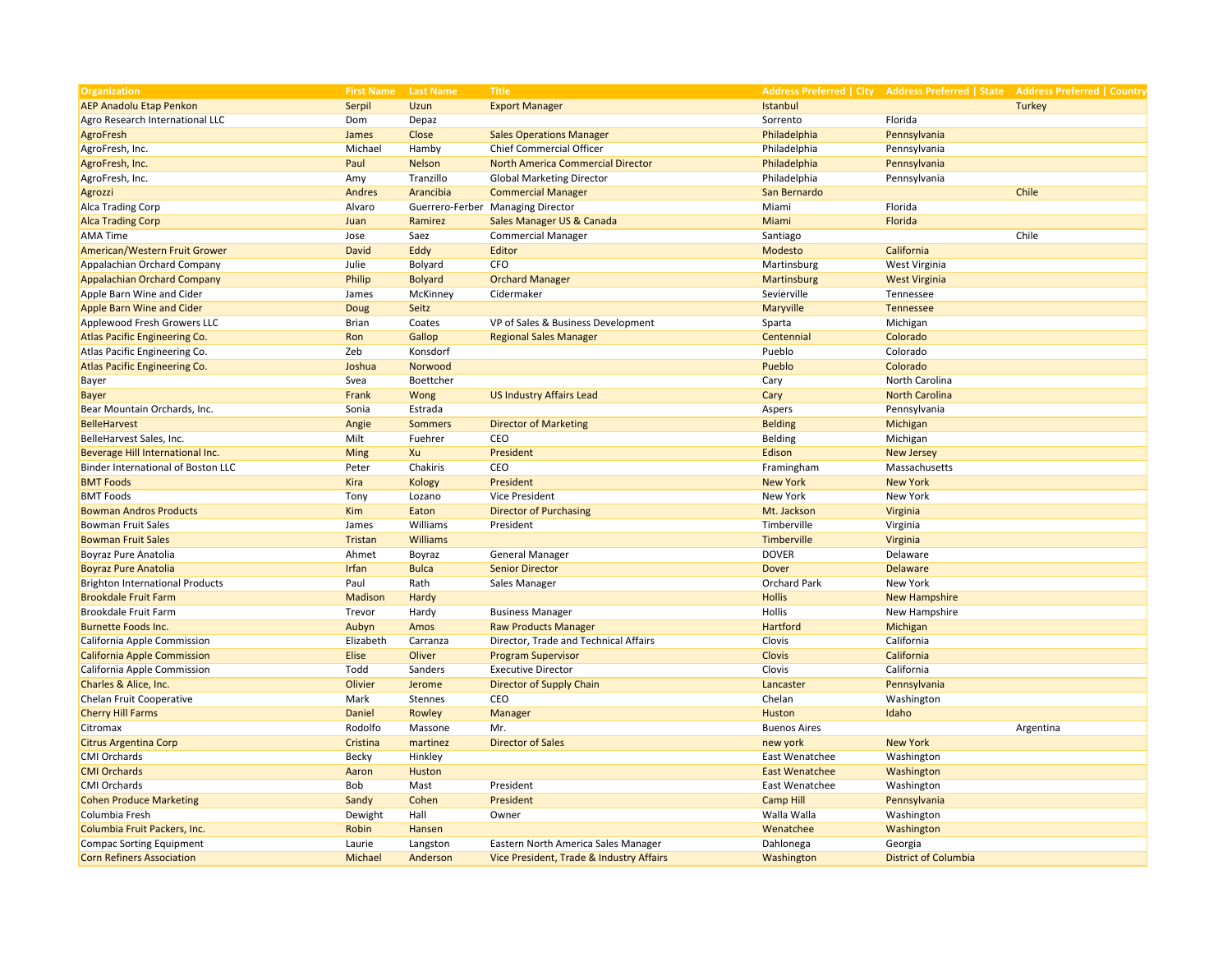| Organization | First Name | Last Name | Title | Address Preferred \| City | Address Preferred \| State | Address Preferred \| Country |
|---|---|---|---|---|---|---|
| AEP Anadolu Etap Penkon | Serpil | Uzun | Export Manager | Istanbul | | Turkey |
| Agro Research International LLC | Dom | Depaz | | Sorrento | Florida | |
| AgroFresh | James | Close | Sales Operations Manager | Philadelphia | Pennsylvania | |
| AgroFresh, Inc. | Michael | Hamby | Chief Commercial Officer | Philadelphia | Pennsylvania | |
| AgroFresh, Inc. | Paul | Nelson | North America Commercial Director | Philadelphia | Pennsylvania | |
| AgroFresh, Inc. | Amy | Tranzillo | Global Marketing Director | Philadelphia | Pennsylvania | |
| Agrozzi | Andres | Arancibia | Commercial Manager | San Bernardo | | Chile |
| Alca Trading Corp | Alvaro | Guerrero-Ferber | Managing Director | Miami | Florida | |
| Alca Trading Corp | Juan | Ramirez | Sales Manager US & Canada | Miami | Florida | |
| AMA Time | Jose | Saez | Commercial Manager | Santiago | | Chile |
| American/Western Fruit Grower | David | Eddy | Editor | Modesto | California | |
| Appalachian Orchard Company | Julie | Bolyard | CFO | Martinsburg | West Virginia | |
| Appalachian Orchard Company | Philip | Bolyard | Orchard Manager | Martinsburg | West Virginia | |
| Apple Barn Wine and Cider | James | McKinney | Cidermaker | Sevierville | Tennessee | |
| Apple Barn Wine and Cider | Doug | Seitz | | Maryville | Tennessee | |
| Applewood Fresh Growers LLC | Brian | Coates | VP of Sales & Business Development | Sparta | Michigan | |
| Atlas Pacific Engineering Co. | Ron | Gallop | Regional Sales Manager | Centennial | Colorado | |
| Atlas Pacific Engineering Co. | Zeb | Konsdorf | | Pueblo | Colorado | |
| Atlas Pacific Engineering Co. | Joshua | Norwood | | Pueblo | Colorado | |
| Bayer | Svea | Boettcher | | Cary | North Carolina | |
| Bayer | Frank | Wong | US Industry Affairs Lead | Cary | North Carolina | |
| Bear Mountain Orchards, Inc. | Sonia | Estrada | | Aspers | Pennsylvania | |
| BelleHarvest | Angie | Sommers | Director of Marketing | Belding | Michigan | |
| BelleHarvest Sales, Inc. | Milt | Fuehrer | CEO | Belding | Michigan | |
| Beverage Hill International Inc. | Ming | Xu | President | Edison | New Jersey | |
| Binder International of Boston LLC | Peter | Chakiris | CEO | Framingham | Massachusetts | |
| BMT Foods | Kira | Kology | President | New York | New York | |
| BMT Foods | Tony | Lozano | Vice President | New York | New York | |
| Bowman Andros Products | Kim | Eaton | Director of Purchasing | Mt. Jackson | Virginia | |
| Bowman Fruit Sales | James | Williams | President | Timberville | Virginia | |
| Bowman Fruit Sales | Tristan | Williams | | Timberville | Virginia | |
| Boyraz Pure Anatolia | Ahmet | Boyraz | General Manager | DOVER | Delaware | |
| Boyraz Pure Anatolia | Irfan | Bulca | Senior Director | Dover | Delaware | |
| Brighton International Products | Paul | Rath | Sales Manager | Orchard Park | New York | |
| Brookdale Fruit Farm | Madison | Hardy | | Hollis | New Hampshire | |
| Brookdale Fruit Farm | Trevor | Hardy | Business Manager | Hollis | New Hampshire | |
| Burnette Foods Inc. | Aubyn | Amos | Raw Products Manager | Hartford | Michigan | |
| California Apple Commission | Elizabeth | Carranza | Director, Trade and Technical Affairs | Clovis | California | |
| California Apple Commission | Elise | Oliver | Program Supervisor | Clovis | California | |
| California Apple Commission | Todd | Sanders | Executive Director | Clovis | California | |
| Charles & Alice, Inc. | Olivier | Jerome | Director of Supply Chain | Lancaster | Pennsylvania | |
| Chelan Fruit Cooperative | Mark | Stennes | CEO | Chelan | Washington | |
| Cherry Hill Farms | Daniel | Rowley | Manager | Huston | Idaho | |
| Citromax | Rodolfo | Massone | Mr. | Buenos Aires | | Argentina |
| Citrus Argentina Corp | Cristina | martinez | Director of Sales | new york | New York | |
| CMI Orchards | Becky | Hinkley | | East Wenatchee | Washington | |
| CMI Orchards | Aaron | Huston | | East Wenatchee | Washington | |
| CMI Orchards | Bob | Mast | President | East Wenatchee | Washington | |
| Cohen Produce Marketing | Sandy | Cohen | President | Camp Hill | Pennsylvania | |
| Columbia Fresh | Dewight | Hall | Owner | Walla Walla | Washington | |
| Columbia Fruit Packers, Inc. | Robin | Hansen | | Wenatchee | Washington | |
| Compac Sorting Equipment | Laurie | Langston | Eastern North America Sales Manager | Dahlonega | Georgia | |
| Corn Refiners Association | Michael | Anderson | Vice President, Trade & Industry Affairs | Washington | District of Columbia | |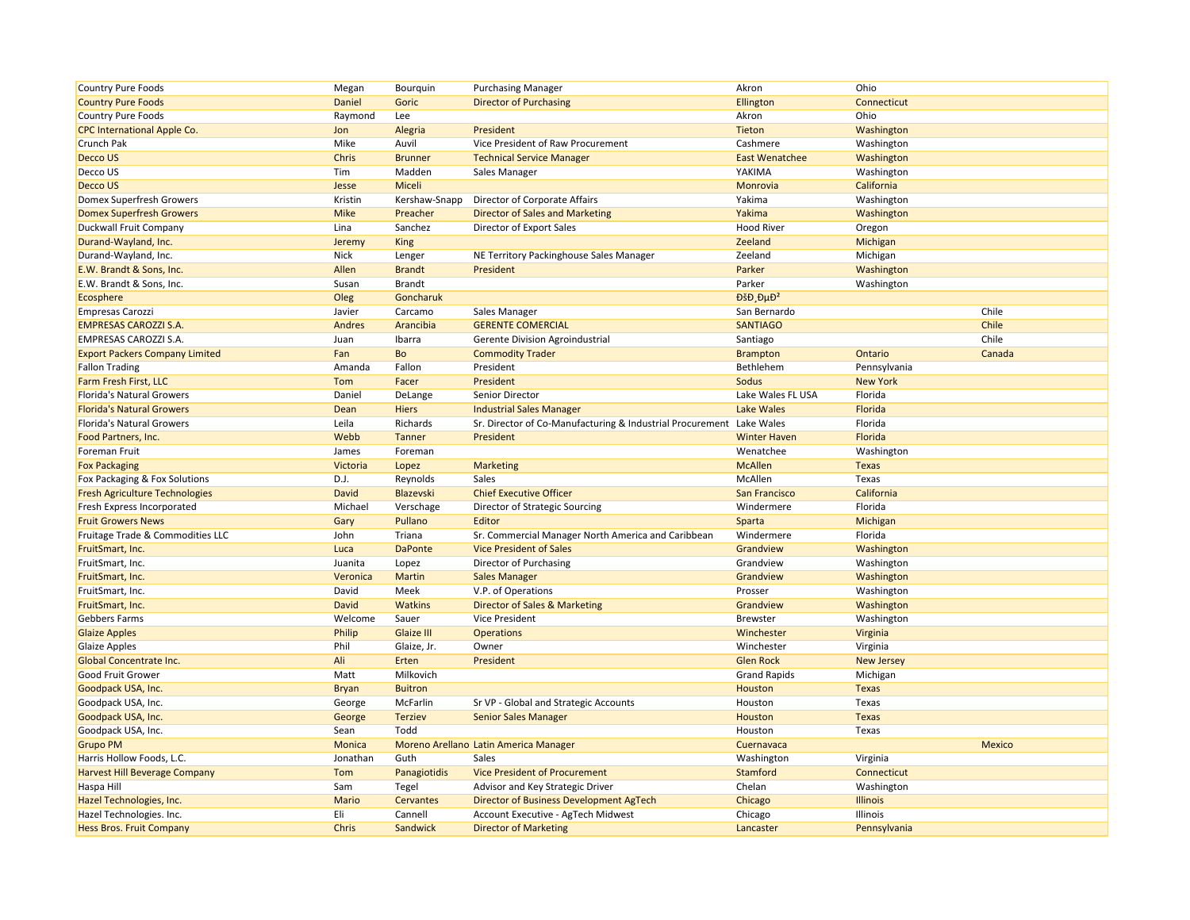| | | | | | | |
|---|---|---|---|---|---|---|
| Country Pure Foods | Megan | Bourquin | Purchasing Manager | Akron | Ohio | |
| Country Pure Foods | Daniel | Goric | Director of Purchasing | Ellington | Connecticut | |
| Country Pure Foods | Raymond | Lee | | Akron | Ohio | |
| CPC International Apple Co. | Jon | Alegria | President | Tieton | Washington | |
| Crunch Pak | Mike | Auvil | Vice President of Raw Procurement | Cashmere | Washington | |
| Decco US | Chris | Brunner | Technical Service Manager | East Wenatchee | Washington | |
| Decco US | Tim | Madden | Sales Manager | YAKIMA | Washington | |
| Decco US | Jesse | Miceli | | Monrovia | California | |
| Domex Superfresh Growers | Kristin | Kershaw-Snapp | Director of Corporate Affairs | Yakima | Washington | |
| Domex Superfresh Growers | Mike | Preacher | Director of Sales and Marketing | Yakima | Washington | |
| Duckwall Fruit Company | Lina | Sanchez | Director of Export Sales | Hood River | Oregon | |
| Durand-Wayland, Inc. | Jeremy | King | | Zeeland | Michigan | |
| Durand-Wayland, Inc. | Nick | Lenger | NE Territory Packinghouse Sales Manager | Zeeland | Michigan | |
| E.W. Brandt & Sons, Inc. | Allen | Brandt | President | Parker | Washington | |
| E.W. Brandt & Sons, Inc. | Susan | Brandt | | Parker | Washington | |
| Ecosphere | Oleg | Goncharuk | | ÐšÐ¸ÐµÐ² | | |
| Empresas Carozzi | Javier | Carcamo | Sales Manager | San Bernardo | | Chile |
| EMPRESAS CAROZZI S.A. | Andres | Arancibia | GERENTE COMERCIAL | SANTIAGO | | Chile |
| EMPRESAS CAROZZI S.A. | Juan | Ibarra | Gerente Division Agroindustrial | Santiago | | Chile |
| Export Packers Company Limited | Fan | Bo | Commodity Trader | Brampton | Ontario | Canada |
| Fallon Trading | Amanda | Fallon | President | Bethlehem | Pennsylvania | |
| Farm Fresh First, LLC | Tom | Facer | President | Sodus | New York | |
| Florida's Natural Growers | Daniel | DeLange | Senior Director | Lake Wales FL USA | Florida | |
| Florida's Natural Growers | Dean | Hiers | Industrial Sales Manager | Lake Wales | Florida | |
| Florida's Natural Growers | Leila | Richards | Sr. Director of Co-Manufacturing & Industrial Procurement | Lake Wales | Florida | |
| Food Partners, Inc. | Webb | Tanner | President | Winter Haven | Florida | |
| Foreman Fruit | James | Foreman | | Wenatchee | Washington | |
| Fox Packaging | Victoria | Lopez | Marketing | McAllen | Texas | |
| Fox Packaging & Fox Solutions | D.J. | Reynolds | Sales | McAllen | Texas | |
| Fresh Agriculture Technologies | David | Blazevski | Chief Executive Officer | San Francisco | California | |
| Fresh Express Incorporated | Michael | Verschage | Director of Strategic Sourcing | Windermere | Florida | |
| Fruit Growers News | Gary | Pullano | Editor | Sparta | Michigan | |
| Fruitage Trade & Commodities LLC | John | Triana | Sr. Commercial Manager North America and Caribbean | Windermere | Florida | |
| FruitSmart, Inc. | Luca | DaPonte | Vice President of Sales | Grandview | Washington | |
| FruitSmart, Inc. | Juanita | Lopez | Director of Purchasing | Grandview | Washington | |
| FruitSmart, Inc. | Veronica | Martin | Sales Manager | Grandview | Washington | |
| FruitSmart, Inc. | David | Meek | V.P. of Operations | Prosser | Washington | |
| FruitSmart, Inc. | David | Watkins | Director of Sales & Marketing | Grandview | Washington | |
| Gebbers Farms | Welcome | Sauer | Vice President | Brewster | Washington | |
| Glaize Apples | Philip | Glaize III | Operations | Winchester | Virginia | |
| Glaize Apples | Phil | Glaize, Jr. | Owner | Winchester | Virginia | |
| Global Concentrate Inc. | Ali | Erten | President | Glen Rock | New Jersey | |
| Good Fruit Grower | Matt | Milkovich | | Grand Rapids | Michigan | |
| Goodpack USA, Inc. | Bryan | Buitron | | Houston | Texas | |
| Goodpack USA, Inc. | George | McFarlin | Sr VP - Global and Strategic Accounts | Houston | Texas | |
| Goodpack USA, Inc. | George | Terziev | Senior Sales Manager | Houston | Texas | |
| Goodpack USA, Inc. | Sean | Todd | | Houston | Texas | |
| Grupo PM | Monica | Moreno Arellano | Latin America Manager | Cuernavaca | | Mexico |
| Harris Hollow Foods, L.C. | Jonathan | Guth | Sales | Washington | Virginia | |
| Harvest Hill Beverage Company | Tom | Panagiotidis | Vice President of Procurement | Stamford | Connecticut | |
| Haspa Hill | Sam | Tegel | Advisor and Key Strategic Driver | Chelan | Washington | |
| Hazel Technologies, Inc. | Mario | Cervantes | Director of Business Development AgTech | Chicago | Illinois | |
| Hazel Technologies. Inc. | Eli | Cannell | Account Executive - AgTech Midwest | Chicago | Illinois | |
| Hess Bros. Fruit Company | Chris | Sandwick | Director of Marketing | Lancaster | Pennsylvania | |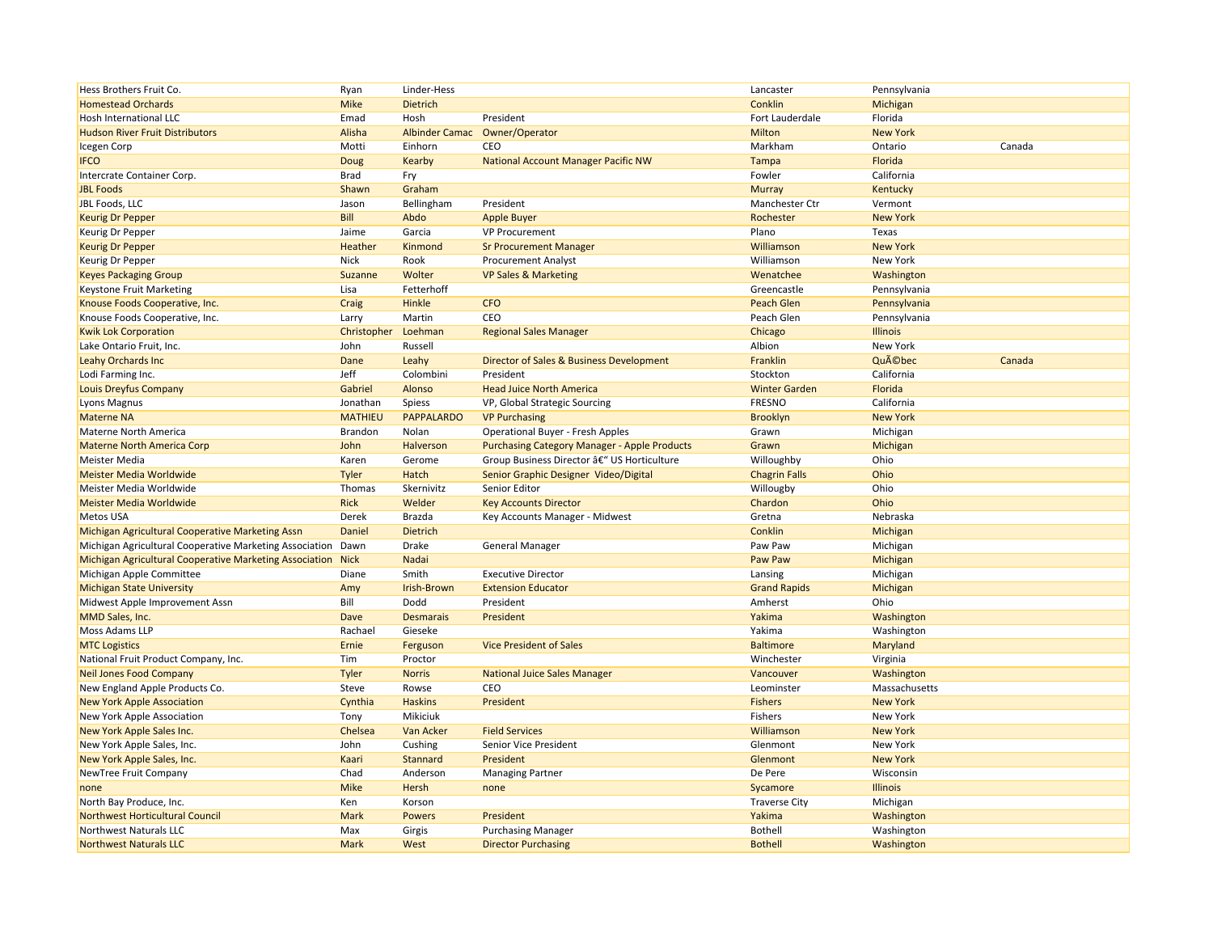| | | | | | | |
|---|---|---|---|---|---|---|
| Hess Brothers Fruit Co. | Ryan | Linder-Hess | | Lancaster | Pennsylvania | |
| Homestead Orchards | Mike | Dietrich | | Conklin | Michigan | |
| Hosh International LLC | Emad | Hosh | President | Fort Lauderdale | Florida | |
| Hudson River Fruit Distributors | Alisha | Albinder Camac | Owner/Operator | Milton | New York | |
| Icegen Corp | Motti | Einhorn | CEO | Markham | Ontario | Canada |
| IFCO | Doug | Kearby | National Account Manager Pacific NW | Tampa | Florida | |
| Intercrate Container Corp. | Brad | Fry | | Fowler | California | |
| JBL Foods | Shawn | Graham | | Murray | Kentucky | |
| JBL Foods, LLC | Jason | Bellingham | President | Manchester Ctr | Vermont | |
| Keurig Dr Pepper | Bill | Abdo | Apple Buyer | Rochester | New York | |
| Keurig Dr Pepper | Jaime | Garcia | VP Procurement | Plano | Texas | |
| Keurig Dr Pepper | Heather | Kinmond | Sr Procurement Manager | Williamson | New York | |
| Keurig Dr Pepper | Nick | Rook | Procurement Analyst | Williamson | New York | |
| Keyes Packaging Group | Suzanne | Wolter | VP Sales & Marketing | Wenatchee | Washington | |
| Keystone Fruit Marketing | Lisa | Fetterhoff | | Greencastle | Pennsylvania | |
| Knouse Foods Cooperative, Inc. | Craig | Hinkle | CFO | Peach Glen | Pennsylvania | |
| Knouse Foods Cooperative, Inc. | Larry | Martin | CEO | Peach Glen | Pennsylvania | |
| Kwik Lok Corporation | Christopher | Loehman | Regional Sales Manager | Chicago | Illinois | |
| Lake Ontario Fruit, Inc. | John | Russell | | Albion | New York | |
| Leahy Orchards Inc | Dane | Leahy | Director of Sales & Business Development | Franklin | QuÃ©bec | Canada |
| Lodi Farming Inc. | Jeff | Colombini | President | Stockton | California | |
| Louis Dreyfus Company | Gabriel | Alonso | Head Juice North America | Winter Garden | Florida | |
| Lyons Magnus | Jonathan | Spiess | VP, Global Strategic Sourcing | FRESNO | California | |
| Materne NA | MATHIEU | PAPPALARDO | VP Purchasing | Brooklyn | New York | |
| Materne North America | Brandon | Nolan | Operational Buyer - Fresh Apples | Grawn | Michigan | |
| Materne North America Corp | John | Halverson | Purchasing Category Manager - Apple Products | Grawn | Michigan | |
| Meister Media | Karen | Gerome | Group Business Director â€" US Horticulture | Willoughby | Ohio | |
| Meister Media Worldwide | Tyler | Hatch | Senior Graphic Designer Video/Digital | Chagrin Falls | Ohio | |
| Meister Media Worldwide | Thomas | Skernivitz | Senior Editor | Willougby | Ohio | |
| Meister Media Worldwide | Rick | Welder | Key Accounts Director | Chardon | Ohio | |
| Metos USA | Derek | Brazda | Key Accounts Manager - Midwest | Gretna | Nebraska | |
| Michigan Agricultural Cooperative Marketing Assn | Daniel | Dietrich | | Conklin | Michigan | |
| Michigan Agricultural Cooperative Marketing Association | Dawn | Drake | General Manager | Paw Paw | Michigan | |
| Michigan Agricultural Cooperative Marketing Association | Nick | Nadai | | Paw Paw | Michigan | |
| Michigan Apple Committee | Diane | Smith | Executive Director | Lansing | Michigan | |
| Michigan State University | Amy | Irish-Brown | Extension Educator | Grand Rapids | Michigan | |
| Midwest Apple Improvement Assn | Bill | Dodd | President | Amherst | Ohio | |
| MMD Sales, Inc. | Dave | Desmarais | President | Yakima | Washington | |
| Moss Adams LLP | Rachael | Gieseke | | Yakima | Washington | |
| MTC Logistics | Ernie | Ferguson | Vice President of Sales | Baltimore | Maryland | |
| National Fruit Product Company, Inc. | Tim | Proctor | | Winchester | Virginia | |
| Neil Jones Food Company | Tyler | Norris | National Juice Sales Manager | Vancouver | Washington | |
| New England Apple Products Co. | Steve | Rowse | CEO | Leominster | Massachusetts | |
| New York Apple Association | Cynthia | Haskins | President | Fishers | New York | |
| New York Apple Association | Tony | Mikiciuk | | Fishers | New York | |
| New York Apple Sales Inc. | Chelsea | Van Acker | Field Services | Williamson | New York | |
| New York Apple Sales, Inc. | John | Cushing | Senior Vice President | Glenmont | New York | |
| New York Apple Sales, Inc. | Kaari | Stannard | President | Glenmont | New York | |
| NewTree Fruit Company | Chad | Anderson | Managing Partner | De Pere | Wisconsin | |
| none | Mike | Hersh | none | Sycamore | Illinois | |
| North Bay Produce, Inc. | Ken | Korson | | Traverse City | Michigan | |
| Northwest Horticultural Council | Mark | Powers | President | Yakima | Washington | |
| Northwest Naturals LLC | Max | Girgis | Purchasing Manager | Bothell | Washington | |
| Northwest Naturals LLC | Mark | West | Director Purchasing | Bothell | Washington | |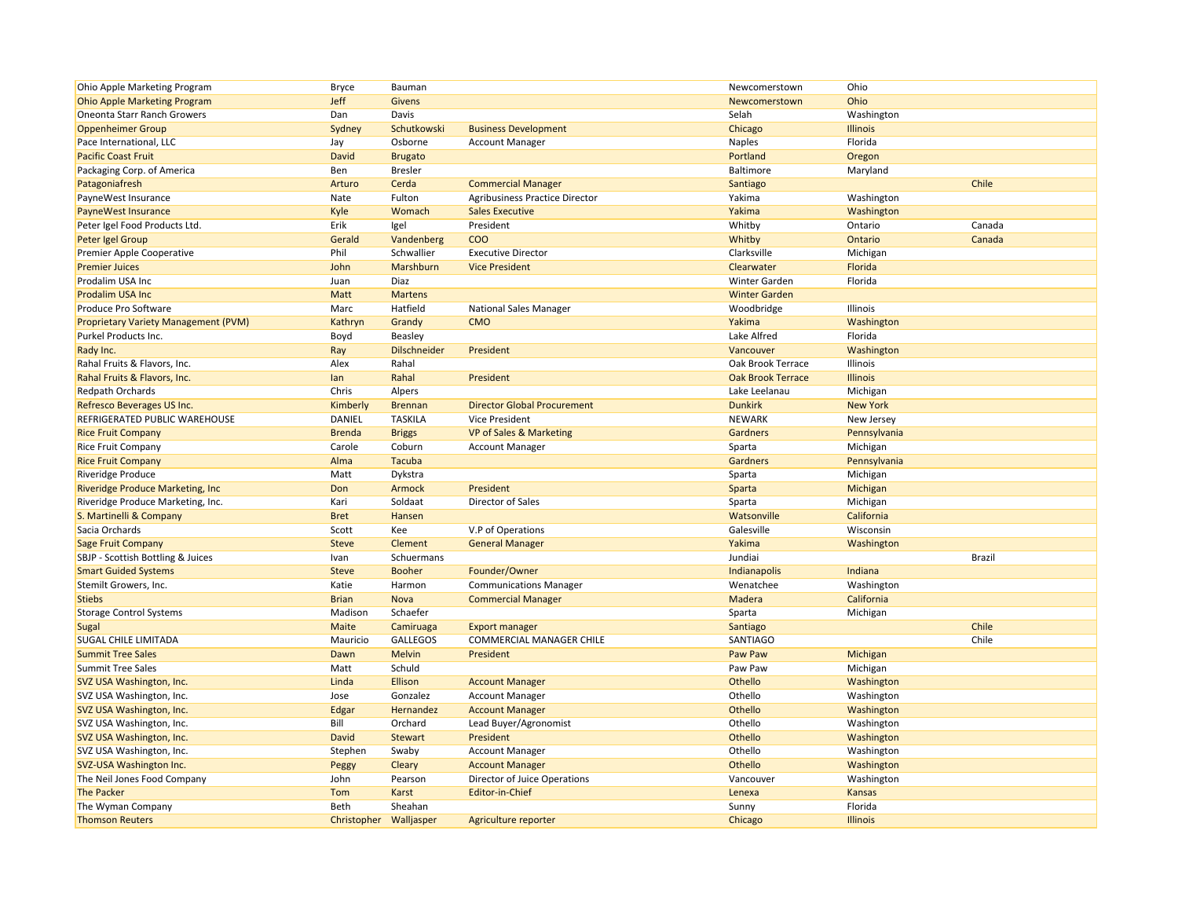| | | | | | | |
|---|---|---|---|---|---|---|
| Ohio Apple Marketing Program | Bryce | Bauman | | Newcomerstown | Ohio | |
| Ohio Apple Marketing Program | Jeff | Givens | | Newcomerstown | Ohio | |
| Oneonta Starr Ranch Growers | Dan | Davis | | Selah | Washington | |
| Oppenheimer Group | Sydney | Schutkowski | Business Development | Chicago | Illinois | |
| Pace International, LLC | Jay | Osborne | Account Manager | Naples | Florida | |
| Pacific Coast Fruit | David | Brugato | | Portland | Oregon | |
| Packaging Corp. of America | Ben | Bresler | | Baltimore | Maryland | |
| Patagoniafresh | Arturo | Cerda | Commercial Manager | Santiago | | Chile |
| PayneWest Insurance | Nate | Fulton | Agribusiness Practice Director | Yakima | Washington | |
| PayneWest Insurance | Kyle | Womach | Sales Executive | Yakima | Washington | |
| Peter Igel Food Products Ltd. | Erik | Igel | President | Whitby | Ontario | Canada |
| Peter Igel Group | Gerald | Vandenberg | COO | Whitby | Ontario | Canada |
| Premier Apple Cooperative | Phil | Schwallier | Executive Director | Clarksville | Michigan | |
| Premier Juices | John | Marshburn | Vice President | Clearwater | Florida | |
| Prodalim USA Inc | Juan | Diaz | | Winter Garden | Florida | |
| Prodalim USA Inc | Matt | Martens | | Winter Garden | | |
| Produce Pro Software | Marc | Hatfield | National Sales Manager | Woodbridge | Illinois | |
| Proprietary Variety Management (PVM) | Kathryn | Grandy | CMO | Yakima | Washington | |
| Purkel Products Inc. | Boyd | Beasley | | Lake Alfred | Florida | |
| Rady Inc. | Ray | Dilschneider | President | Vancouver | Washington | |
| Rahal Fruits & Flavors, Inc. | Alex | Rahal | | Oak Brook Terrace | Illinois | |
| Rahal Fruits & Flavors, Inc. | Ian | Rahal | President | Oak Brook Terrace | Illinois | |
| Redpath Orchards | Chris | Alpers | | Lake Leelanau | Michigan | |
| Refresco Beverages US Inc. | Kimberly | Brennan | Director Global Procurement | Dunkirk | New York | |
| REFRIGERATED PUBLIC WAREHOUSE | DANIEL | TASKILA | Vice President | NEWARK | New Jersey | |
| Rice Fruit Company | Brenda | Briggs | VP of Sales & Marketing | Gardners | Pennsylvania | |
| Rice Fruit Company | Carole | Coburn | Account Manager | Sparta | Michigan | |
| Rice Fruit Company | Alma | Tacuba | | Gardners | Pennsylvania | |
| Riveridge Produce | Matt | Dykstra | | Sparta | Michigan | |
| Riveridge Produce Marketing, Inc | Don | Armock | President | Sparta | Michigan | |
| Riveridge Produce Marketing, Inc. | Kari | Soldaat | Director of Sales | Sparta | Michigan | |
| S. Martinelli & Company | Bret | Hansen | | Watsonville | California | |
| Sacia Orchards | Scott | Kee | V.P of Operations | Galesville | Wisconsin | |
| Sage Fruit Company | Steve | Clement | General Manager | Yakima | Washington | |
| SBJP - Scottish Bottling & Juices | Ivan | Schuermans | | Jundiai | | Brazil |
| Smart Guided Systems | Steve | Booher | Founder/Owner | Indianapolis | Indiana | |
| Stemilt Growers, Inc. | Katie | Harmon | Communications Manager | Wenatchee | Washington | |
| Stiebs | Brian | Nova | Commercial Manager | Madera | California | |
| Storage Control Systems | Madison | Schaefer | | Sparta | Michigan | |
| Sugal | Maite | Camiruaga | Export manager | Santiago | | Chile |
| SUGAL CHILE LIMITADA | Mauricio | GALLEGOS | COMMERCIAL MANAGER CHILE | SANTIAGO | | Chile |
| Summit Tree Sales | Dawn | Melvin | President | Paw Paw | Michigan | |
| Summit Tree Sales | Matt | Schuld | | Paw Paw | Michigan | |
| SVZ USA Washington, Inc. | Linda | Ellison | Account Manager | Othello | Washington | |
| SVZ USA Washington, Inc. | Jose | Gonzalez | Account Manager | Othello | Washington | |
| SVZ USA Washington, Inc. | Edgar | Hernandez | Account Manager | Othello | Washington | |
| SVZ USA Washington, Inc. | Bill | Orchard | Lead Buyer/Agronomist | Othello | Washington | |
| SVZ USA Washington, Inc. | David | Stewart | President | Othello | Washington | |
| SVZ USA Washington, Inc. | Stephen | Swaby | Account Manager | Othello | Washington | |
| SVZ-USA Washington Inc. | Peggy | Cleary | Account Manager | Othello | Washington | |
| The Neil Jones Food Company | John | Pearson | Director of Juice Operations | Vancouver | Washington | |
| The Packer | Tom | Karst | Editor-in-Chief | Lenexa | Kansas | |
| The Wyman Company | Beth | Sheahan | | Sunny | Florida | |
| Thomson Reuters | Christopher | Walljasper | Agriculture reporter | Chicago | Illinois | |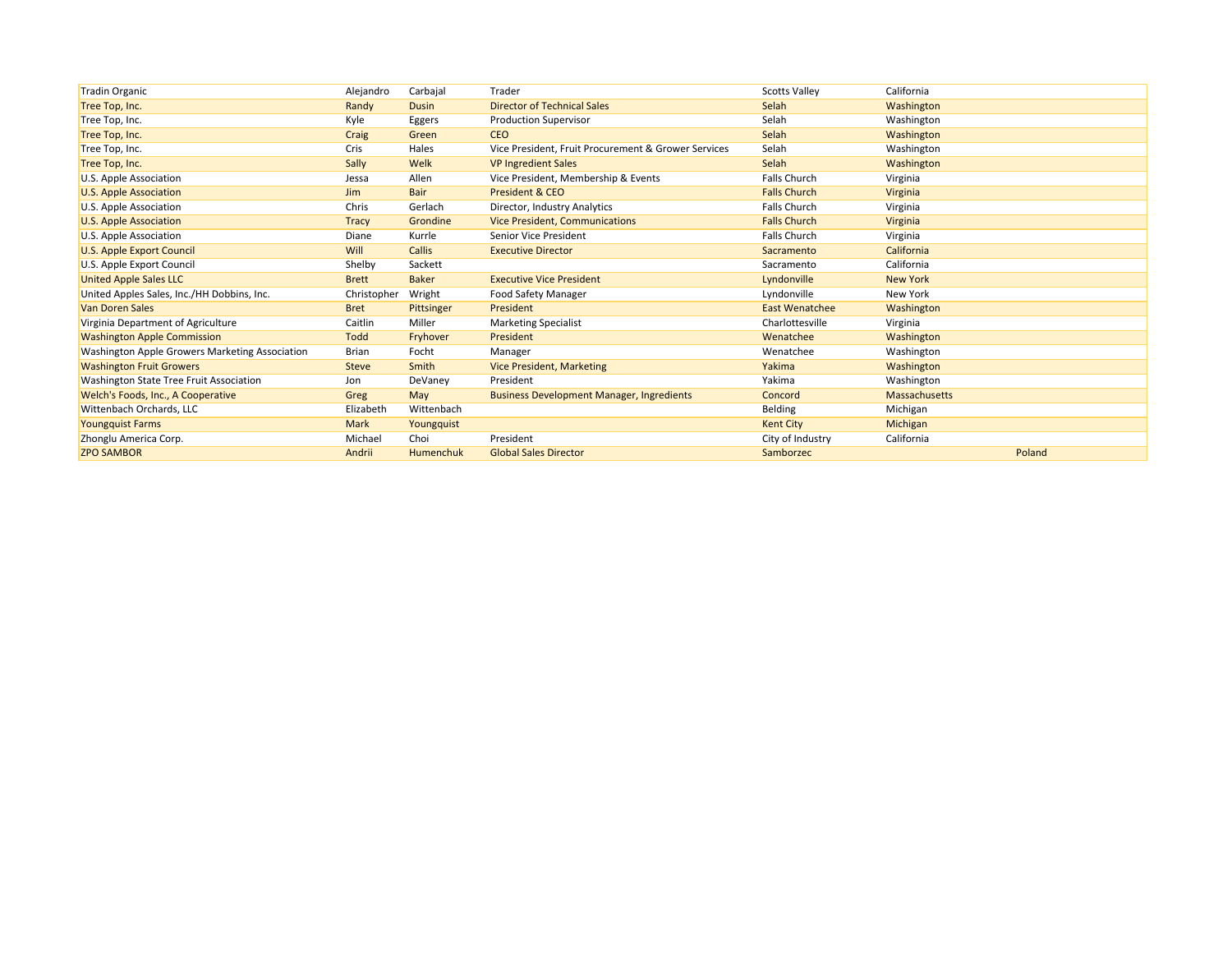| | | | | | | |
|---|---|---|---|---|---|---|
| Tradin Organic | Alejandro | Carbajal | Trader | Scotts Valley | California | |
| Tree Top, Inc. | Randy | Dusin | Director of Technical Sales | Selah | Washington | |
| Tree Top, Inc. | Kyle | Eggers | Production Supervisor | Selah | Washington | |
| Tree Top, Inc. | Craig | Green | CEO | Selah | Washington | |
| Tree Top, Inc. | Cris | Hales | Vice President, Fruit Procurement & Grower Services | Selah | Washington | |
| Tree Top, Inc. | Sally | Welk | VP Ingredient Sales | Selah | Washington | |
| U.S. Apple Association | Jessa | Allen | Vice President, Membership & Events | Falls Church | Virginia | |
| U.S. Apple Association | Jim | Bair | President & CEO | Falls Church | Virginia | |
| U.S. Apple Association | Chris | Gerlach | Director, Industry Analytics | Falls Church | Virginia | |
| U.S. Apple Association | Tracy | Grondine | Vice President, Communications | Falls Church | Virginia | |
| U.S. Apple Association | Diane | Kurrle | Senior Vice President | Falls Church | Virginia | |
| U.S. Apple Export Council | Will | Callis | Executive Director | Sacramento | California | |
| U.S. Apple Export Council | Shelby | Sackett | | Sacramento | California | |
| United Apple Sales LLC | Brett | Baker | Executive Vice President | Lyndonville | New York | |
| United Apples Sales, Inc./HH Dobbins, Inc. | Christopher | Wright | Food Safety Manager | Lyndonville | New York | |
| Van Doren Sales | Bret | Pittsinger | President | East Wenatchee | Washington | |
| Virginia Department of Agriculture | Caitlin | Miller | Marketing Specialist | Charlottesville | Virginia | |
| Washington Apple Commission | Todd | Fryhover | President | Wenatchee | Washington | |
| Washington Apple Growers Marketing Association | Brian | Focht | Manager | Wenatchee | Washington | |
| Washington Fruit Growers | Steve | Smith | Vice President, Marketing | Yakima | Washington | |
| Washington State Tree Fruit Association | Jon | DeVaney | President | Yakima | Washington | |
| Welch's Foods, Inc., A Cooperative | Greg | May | Business Development Manager, Ingredients | Concord | Massachusetts | |
| Wittenbach Orchards, LLC | Elizabeth | Wittenbach | | Belding | Michigan | |
| Youngquist Farms | Mark | Youngquist | | Kent City | Michigan | |
| Zhonglu America Corp. | Michael | Choi | President | City of Industry | California | |
| ZPO SAMBOR | Andrii | Humenchuk | Global Sales Director | Samborzec | | Poland |